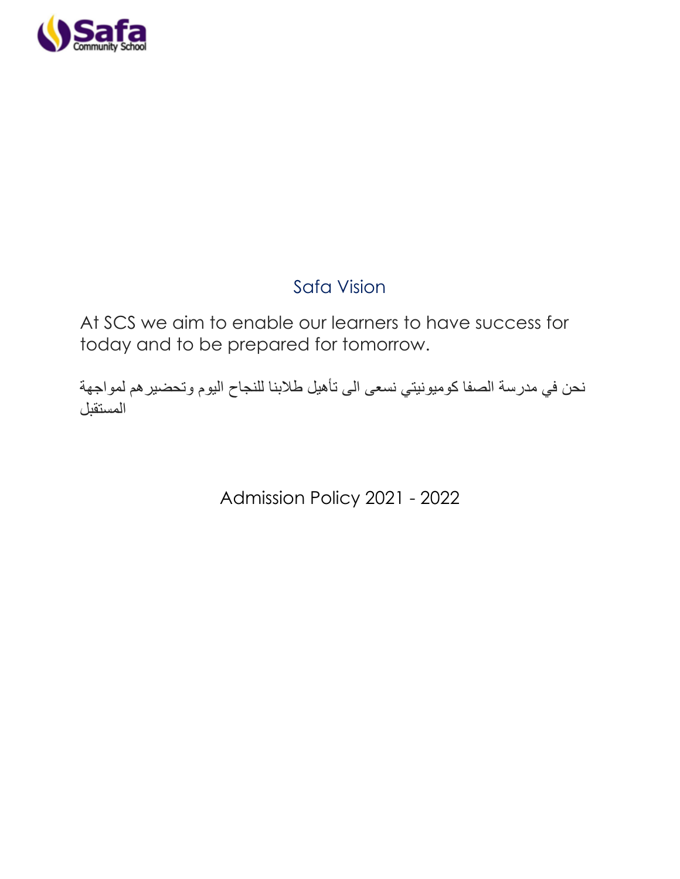Safa Community School

## Safa Vision

At SCS we aim to enable our learners to have success for today and to be prepared for tomorrow.

نحن في مدرسة الصفا كوميونيتي نسعى الى تأهيل طلابنا للنجاح اليوم وتحضيرهم لمواجهة المستقبل

# Admission Policy 2021 - 2022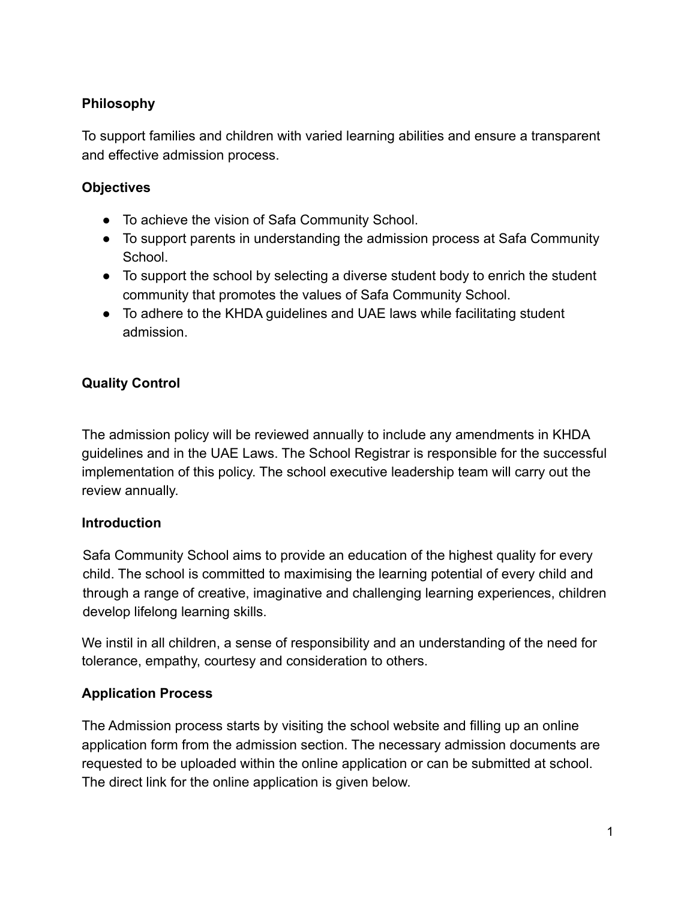## Philosophy

To support families and children with varied learning abilities and ensure a transparent and effective admission process.

## Objectives

- To achieve the vision of Safa Community School.
- To support parents in understanding the admission process at Safa Community School.
- To support the school by selecting a diverse student body to enrich the student community that promotes the values of Safa Community School.
- To adhere to the KHDA guidelines and UAE laws while facilitating student admission.

## Quality Control

The admission policy will be reviewed annually to include any amendments in KHDA guidelines and in the UAE Laws. The School Registrar is responsible for the successful implementation of this policy. The school executive leadership team will carry out the review annually.

## Introduction

Safa Community School aims to provide an education of the highest quality for every child. The school is committed to maximising the learning potential of every child and through a range of creative, imaginative and challenging learning experiences, children develop lifelong learning skills.

We instil in all children, a sense of responsibility and an understanding of the need for tolerance, empathy, courtesy and consideration to others.

## Application Process

The Admission process starts by visiting the school website and filling up an online application form from the admission section. The necessary admission documents are requested to be uploaded within the online application or can be submitted at school. The direct link for the online application is given below.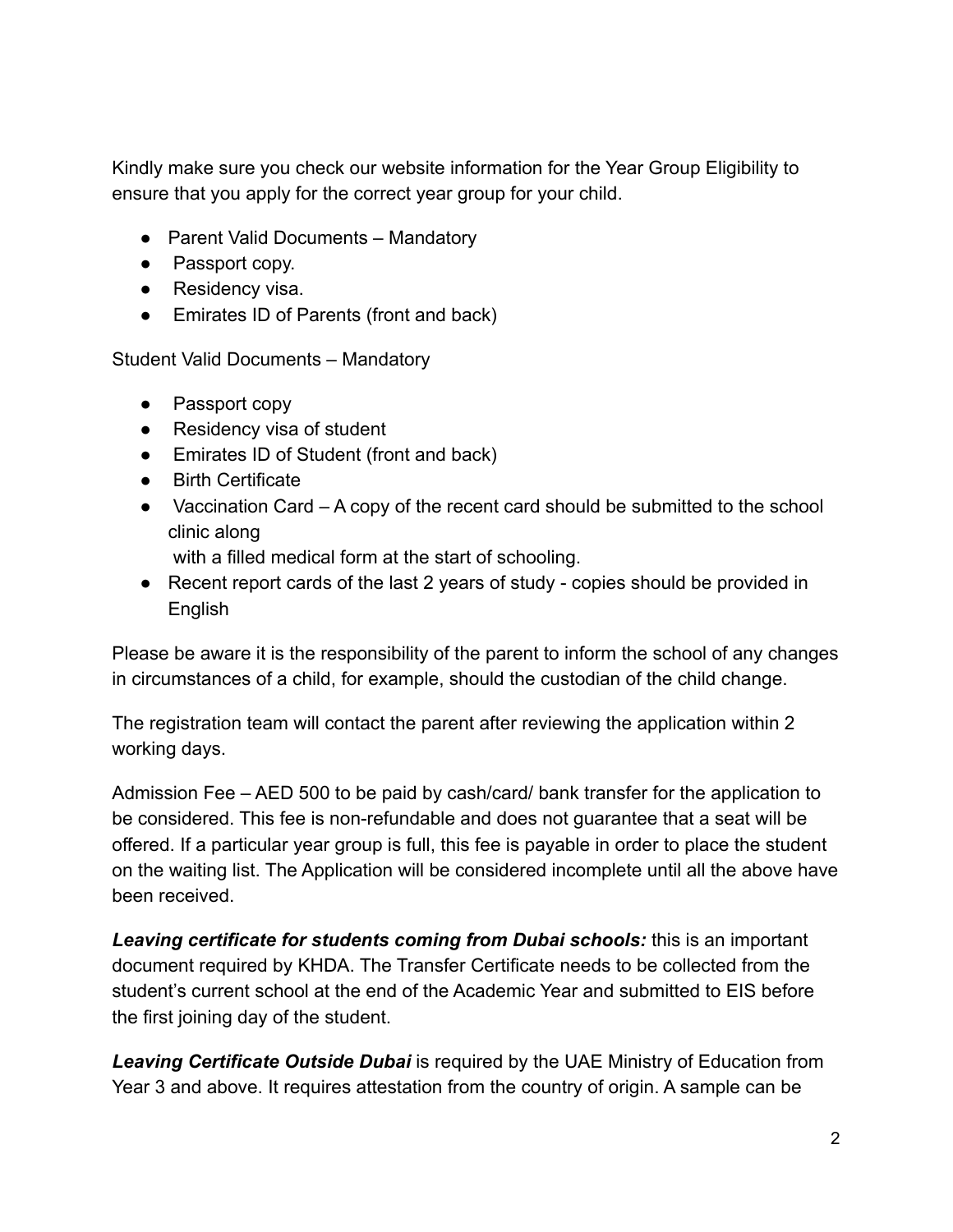Kindly make sure you check our website information for the Year Group Eligibility to ensure that you apply for the correct year group for your child.

- Parent Valid Documents – Mandatory
- Passport copy.
- Residency visa.
- Emirates ID of Parents (front and back)

Student Valid Documents – Mandatory

- Passport copy
- Residency visa of student
- Emirates ID of Student (front and back)
- Birth Certificate
- Vaccination Card – A copy of the recent card should be submitted to the school clinic along with a filled medical form at the start of schooling.
- Recent report cards of the last 2 years of study - copies should be provided in English

Please be aware it is the responsibility of the parent to inform the school of any changes in circumstances of a child, for example, should the custodian of the child change.

The registration team will contact the parent after reviewing the application within 2 working days.

Admission Fee – AED 500 to be paid by cash/card/ bank transfer for the application to be considered. This fee is non-refundable and does not guarantee that a seat will be offered. If a particular year group is full, this fee is payable in order to place the student on the waiting list. The Application will be considered incomplete until all the above have been received.

***Leaving certificate for students coming from Dubai schools:*** this is an important document required by KHDA. The Transfer Certificate needs to be collected from the student's current school at the end of the Academic Year and submitted to EIS before the first joining day of the student.

***Leaving Certificate Outside Dubai*** is required by the UAE Ministry of Education from Year 3 and above. It requires attestation from the country of origin. A sample can be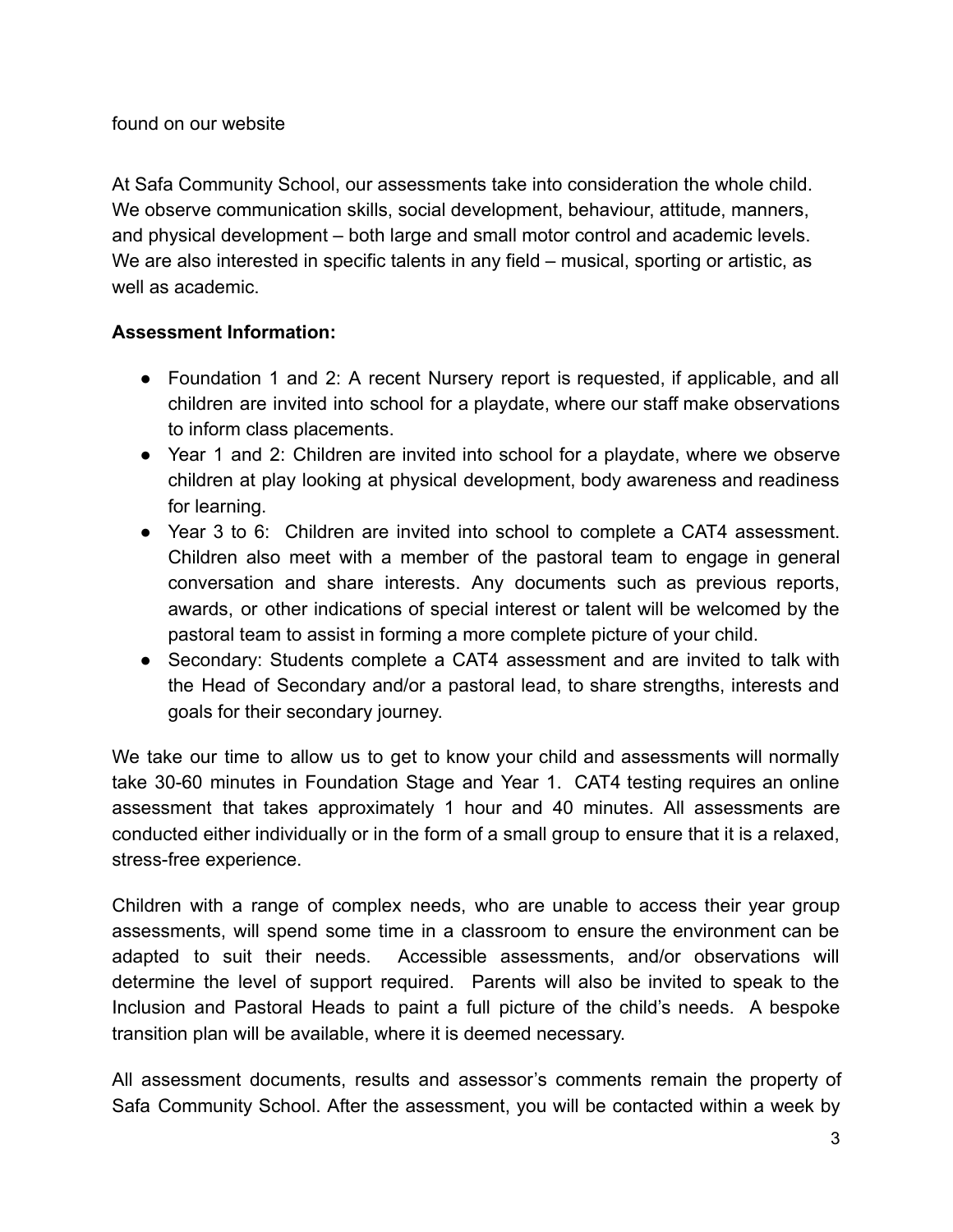found on our website

At Safa Community School, our assessments take into consideration the whole child. We observe communication skills, social development, behaviour, attitude, manners, and physical development – both large and small motor control and academic levels. We are also interested in specific talents in any field – musical, sporting or artistic, as well as academic.

**Assessment Information:**

- Foundation 1 and 2: A recent Nursery report is requested, if applicable, and all children are invited into school for a playdate, where our staff make observations to inform class placements.
- Year 1 and 2: Children are invited into school for a playdate, where we observe children at play looking at physical development, body awareness and readiness for learning.
- Year 3 to 6: Children are invited into school to complete a CAT4 assessment. Children also meet with a member of the pastoral team to engage in general conversation and share interests. Any documents such as previous reports, awards, or other indications of special interest or talent will be welcomed by the pastoral team to assist in forming a more complete picture of your child.
- Secondary: Students complete a CAT4 assessment and are invited to talk with the Head of Secondary and/or a pastoral lead, to share strengths, interests and goals for their secondary journey.

We take our time to allow us to get to know your child and assessments will normally take 30-60 minutes in Foundation Stage and Year 1. CAT4 testing requires an online assessment that takes approximately 1 hour and 40 minutes. All assessments are conducted either individually or in the form of a small group to ensure that it is a relaxed, stress-free experience.

Children with a range of complex needs, who are unable to access their year group assessments, will spend some time in a classroom to ensure the environment can be adapted to suit their needs. Accessible assessments, and/or observations will determine the level of support required. Parents will also be invited to speak to the Inclusion and Pastoral Heads to paint a full picture of the child's needs. A bespoke transition plan will be available, where it is deemed necessary.

All assessment documents, results and assessor's comments remain the property of Safa Community School. After the assessment, you will be contacted within a week by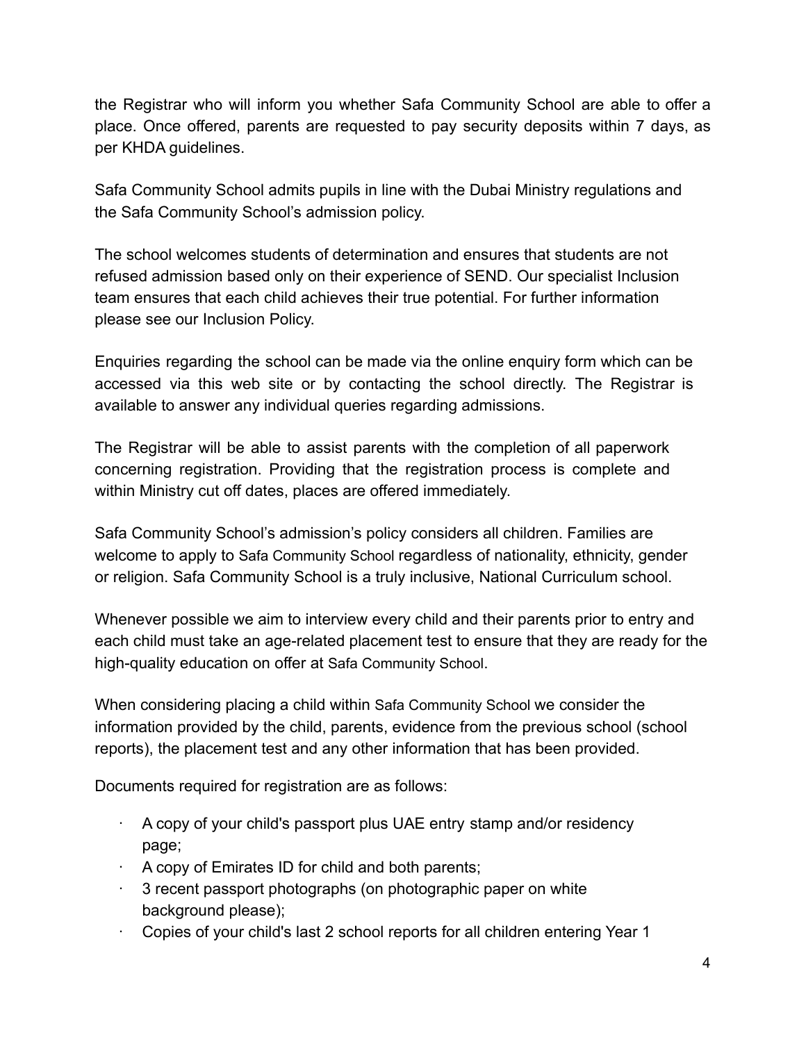the Registrar who will inform you whether Safa Community School are able to offer a place. Once offered, parents are requested to pay security deposits within 7 days, as per KHDA guidelines.

Safa Community School admits pupils in line with the Dubai Ministry regulations and the Safa Community School's admission policy.

The school welcomes students of determination and ensures that students are not refused admission based only on their experience of SEND. Our specialist Inclusion team ensures that each child achieves their true potential. For further information please see our Inclusion Policy.

Enquiries regarding the school can be made via the online enquiry form which can be accessed via this web site or by contacting the school directly. The Registrar is available to answer any individual queries regarding admissions.

The Registrar will be able to assist parents with the completion of all paperwork concerning registration. Providing that the registration process is complete and within Ministry cut off dates, places are offered immediately.

Safa Community School's admission's policy considers all children. Families are welcome to apply to Safa Community School regardless of nationality, ethnicity, gender or religion. Safa Community School is a truly inclusive, National Curriculum school.

Whenever possible we aim to interview every child and their parents prior to entry and each child must take an age-related placement test to ensure that they are ready for the high-quality education on offer at Safa Community School.

When considering placing a child within Safa Community School we consider the information provided by the child, parents, evidence from the previous school (school reports), the placement test and any other information that has been provided.

Documents required for registration are as follows:

- A copy of your child's passport plus UAE entry stamp and/or residency page;
- A copy of Emirates ID for child and both parents;
- 3 recent passport photographs (on photographic paper on white background please);
- Copies of your child's last 2 school reports for all children entering Year 1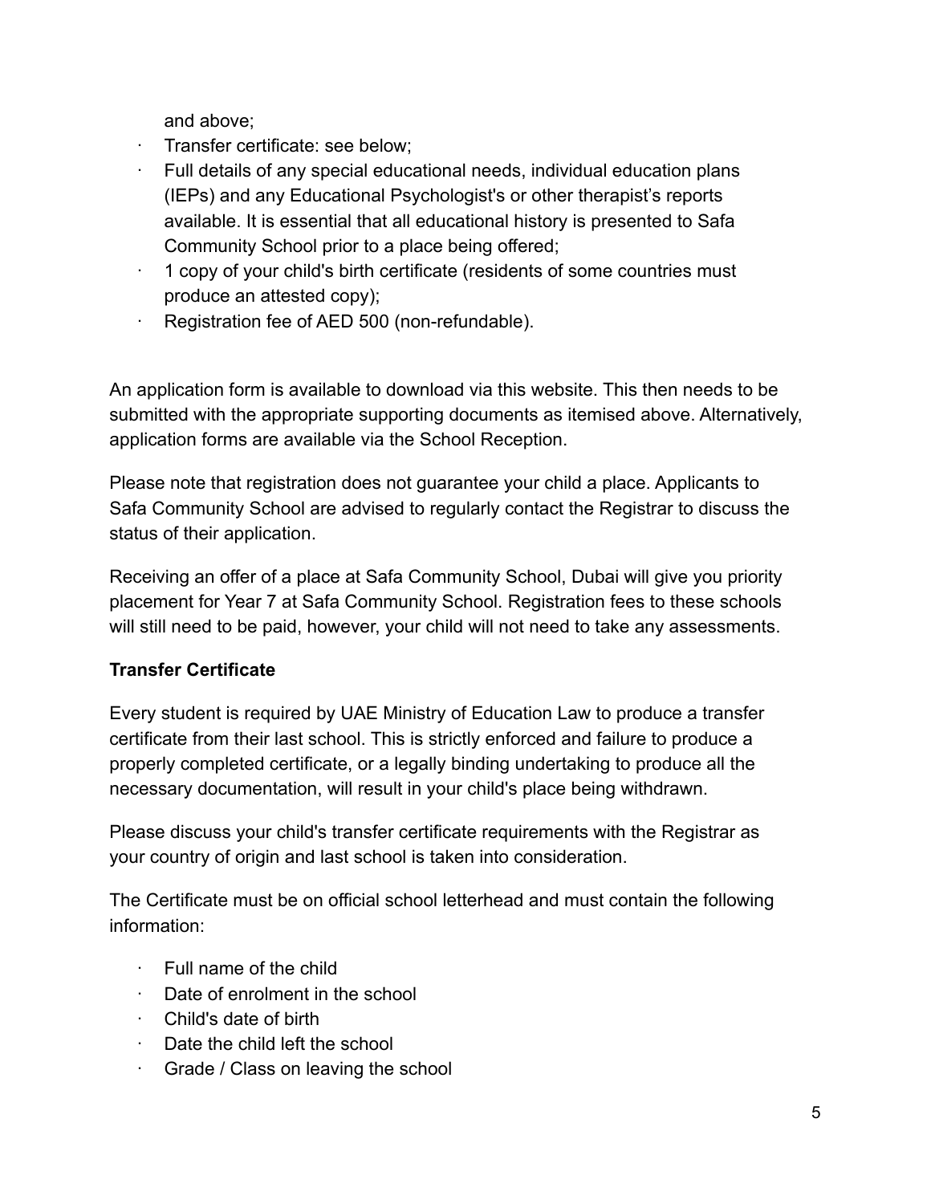and above;

- Transfer certificate: see below;
- Full details of any special educational needs, individual education plans (IEPs) and any Educational Psychologist's or other therapist's reports available. It is essential that all educational history is presented to Safa Community School prior to a place being offered;
- 1 copy of your child's birth certificate (residents of some countries must produce an attested copy);
- Registration fee of AED 500 (non-refundable).

An application form is available to download via this website. This then needs to be submitted with the appropriate supporting documents as itemised above. Alternatively, application forms are available via the School Reception.

Please note that registration does not guarantee your child a place. Applicants to Safa Community School are advised to regularly contact the Registrar to discuss the status of their application.

Receiving an offer of a place at Safa Community School, Dubai will give you priority placement for Year 7 at Safa Community School. Registration fees to these schools will still need to be paid, however, your child will not need to take any assessments.

**Transfer Certificate**

Every student is required by UAE Ministry of Education Law to produce a transfer certificate from their last school. This is strictly enforced and failure to produce a properly completed certificate, or a legally binding undertaking to produce all the necessary documentation, will result in your child's place being withdrawn.

Please discuss your child's transfer certificate requirements with the Registrar as your country of origin and last school is taken into consideration.

The Certificate must be on official school letterhead and must contain the following information:

- Full name of the child
- Date of enrolment in the school
- Child's date of birth
- Date the child left the school
- Grade / Class on leaving the school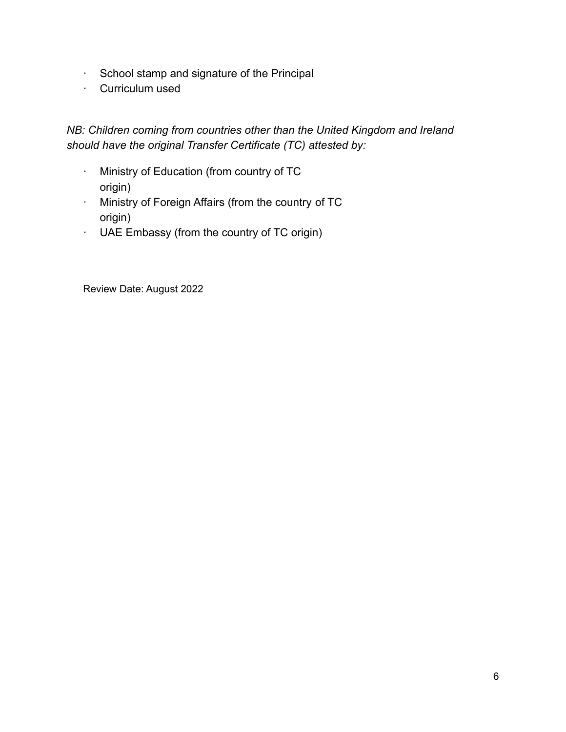- School stamp and signature of the Principal
- Curriculum used

*NB: Children coming from countries other than the United Kingdom and Ireland should have the original Transfer Certificate (TC) attested by:*

- Ministry of Education (from country of TC origin)
- Ministry of Foreign Affairs (from the country of TC origin)
- UAE Embassy (from the country of TC origin)

Review Date: August 2022